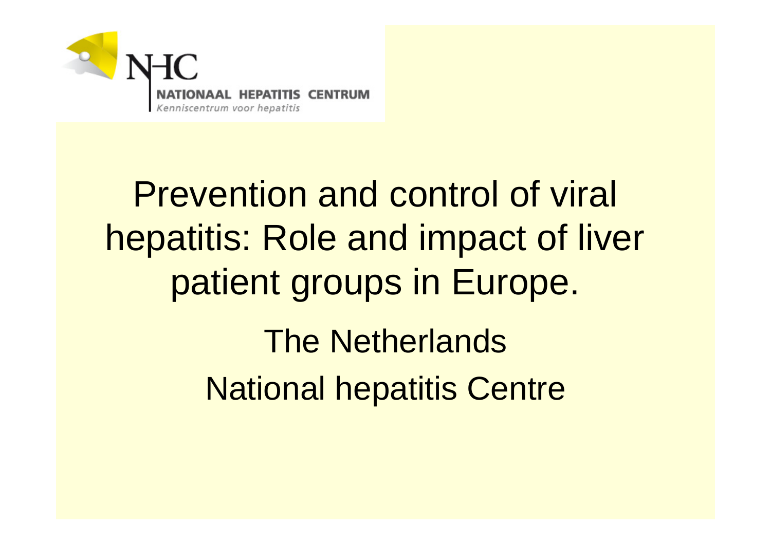NHC
NATIONAAL HEPATITIS CENTRUM
*Kenniscentrum voor hepatitis*

# Prevention and control of viral hepatitis: Role and impact of liver patient groups in Europe.

## The Netherlands

## National hepatitis Centre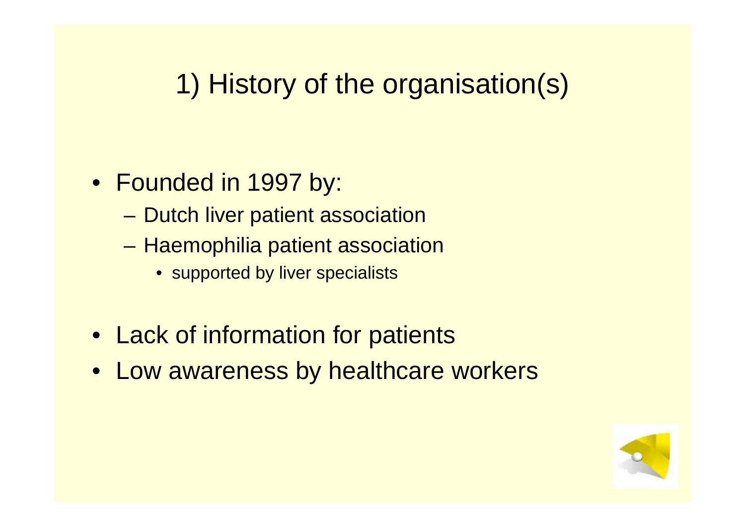# 1) History of the organisation(s)

- Founded in 1997 by:
  - Dutch liver patient association
  - Haemophilia patient association
    - supported by liver specialists
- Lack of information for patients
- Low awareness by healthcare workers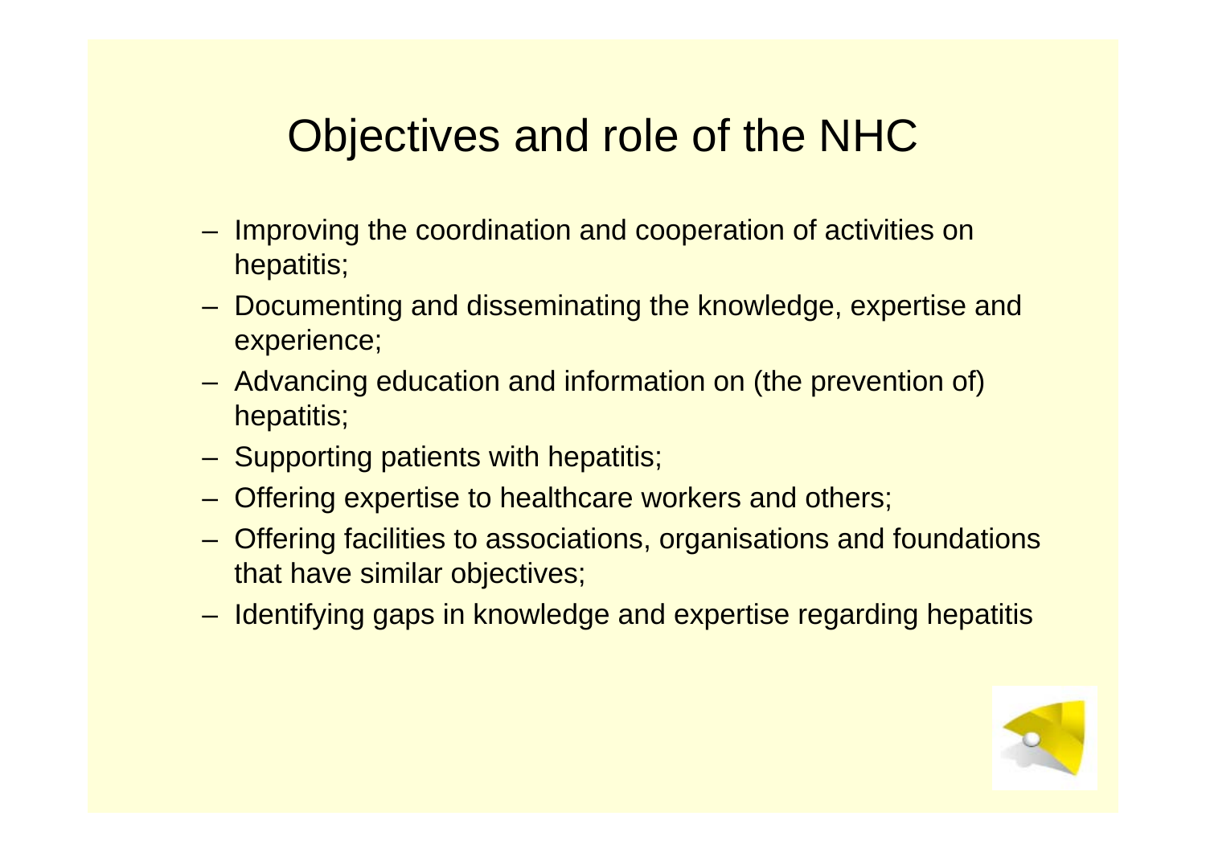# Objectives and role of the NHC

- Improving the coordination and cooperation of activities on hepatitis;
- Documenting and disseminating the knowledge, expertise and experience;
- Advancing education and information on (the prevention of) hepatitis;
- Supporting patients with hepatitis;
- Offering expertise to healthcare workers and others;
- Offering facilities to associations, organisations and foundations that have similar objectives;
- Identifying gaps in knowledge and expertise regarding hepatitis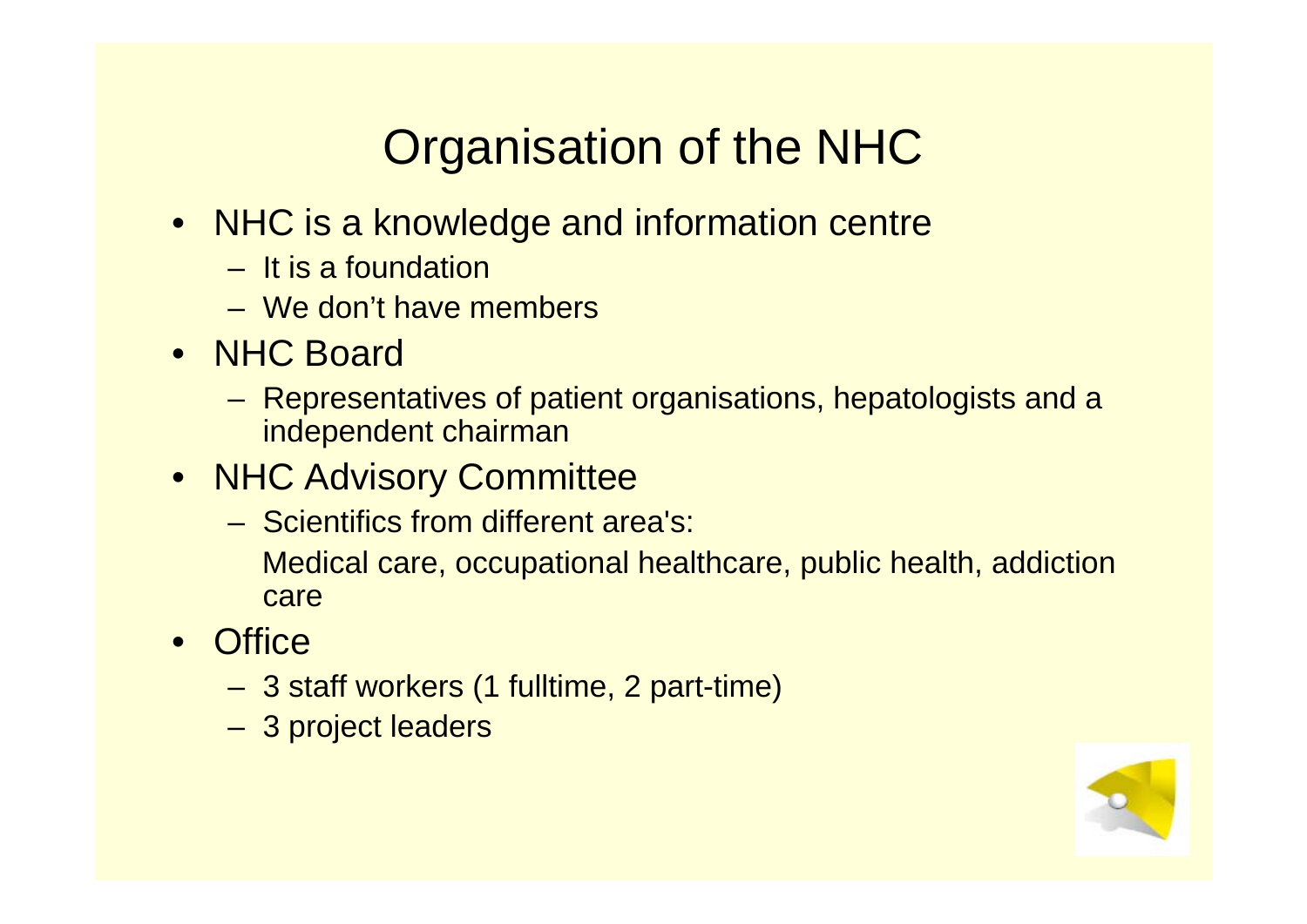# Organisation of the NHC

- NHC is a knowledge and information centre
  - It is a foundation
  - We don't have members
- NHC Board
  - Representatives of patient organisations, hepatologists and a independent chairman
- NHC Advisory Committee
  - Scientifics from different area's:
    Medical care, occupational healthcare, public health, addiction care
- Office
  - 3 staff workers (1 fulltime, 2 part-time)
  - 3 project leaders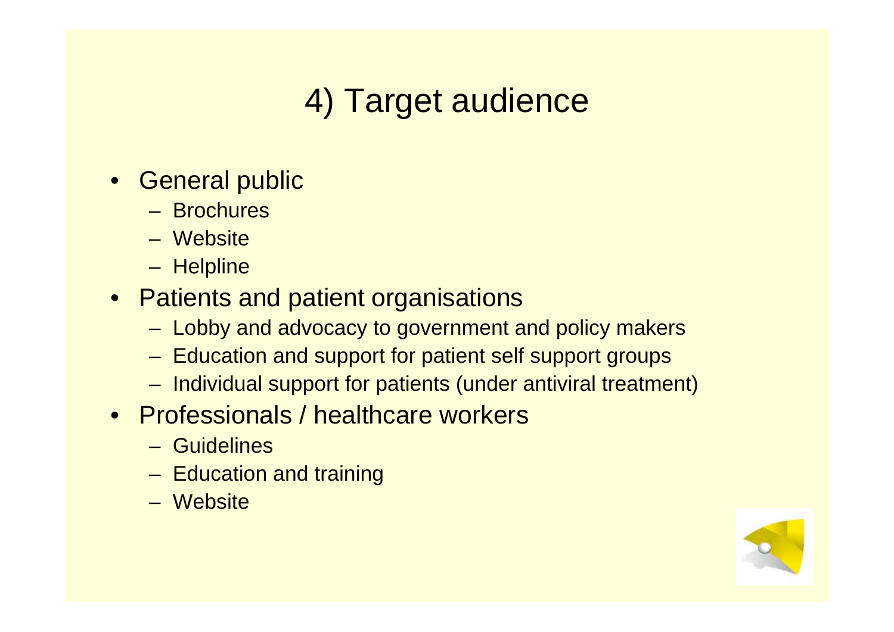# 4) Target audience

- General public
  - Brochures
  - Website
  - Helpline
- Patients and patient organisations
  - Lobby and advocacy to government and policy makers
  - Education and support for patient self support groups
  - Individual support for patients (under antiviral treatment)
- Professionals / healthcare workers
  - Guidelines
  - Education and training
  - Website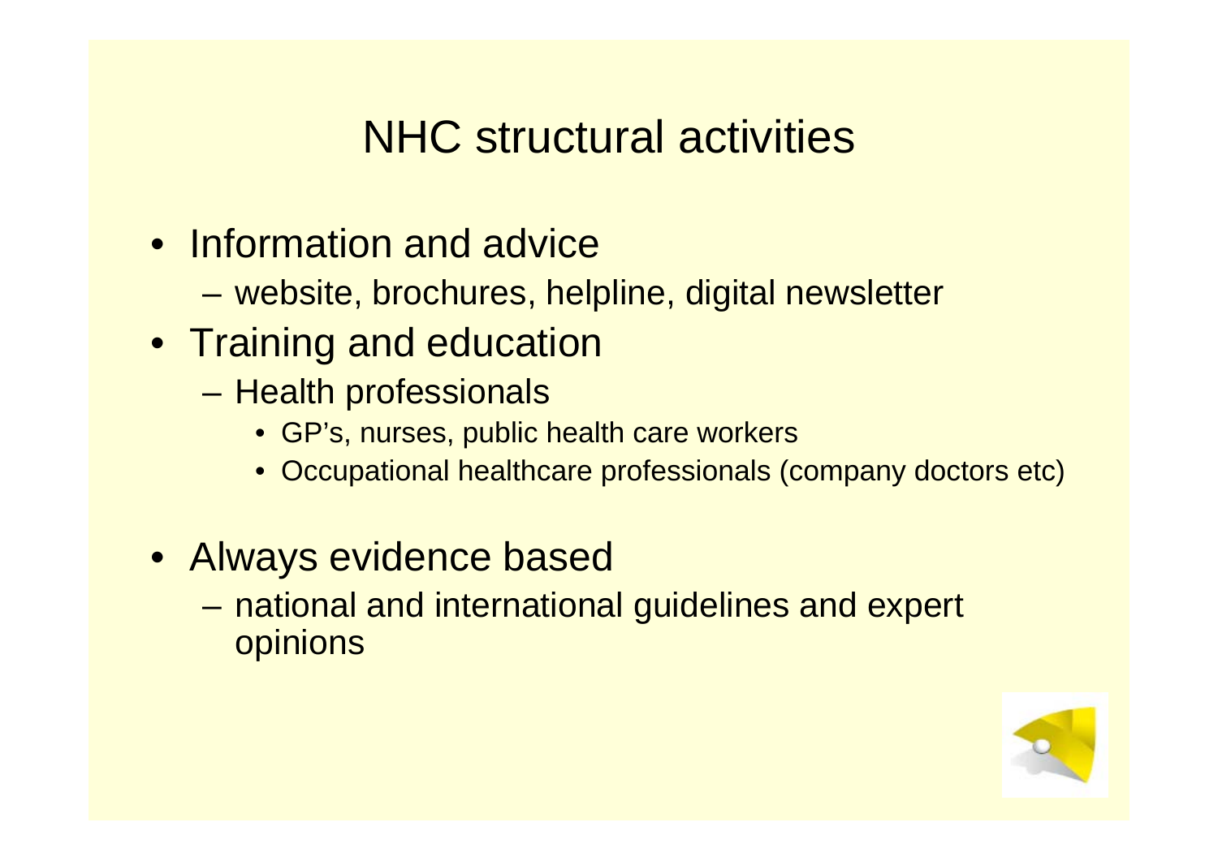# NHC structural activities

- Information and advice
  - website, brochures, helpline, digital newsletter
- Training and education
  - Health professionals
    - GP's, nurses, public health care workers
    - Occupational healthcare professionals (company doctors etc)
- Always evidence based
  - national and international guidelines and expert opinions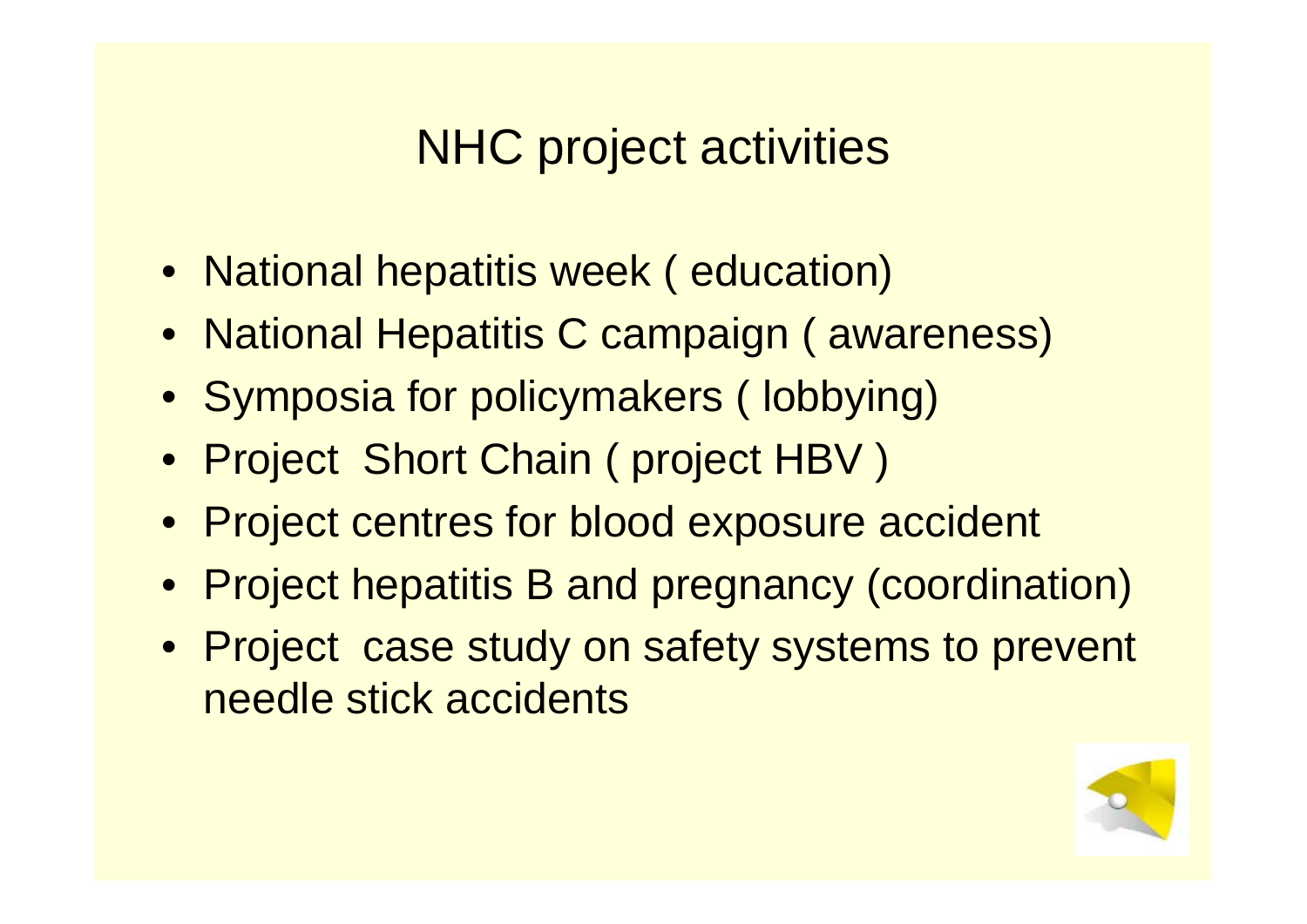# NHC project activities

- National hepatitis week ( education)
- National Hepatitis C campaign ( awareness)
- Symposia for policymakers ( lobbying)
- Project Short Chain ( project HBV )
- Project centres for blood exposure accident
- Project hepatitis B and pregnancy (coordination)
- Project case study on safety systems to prevent needle stick accidents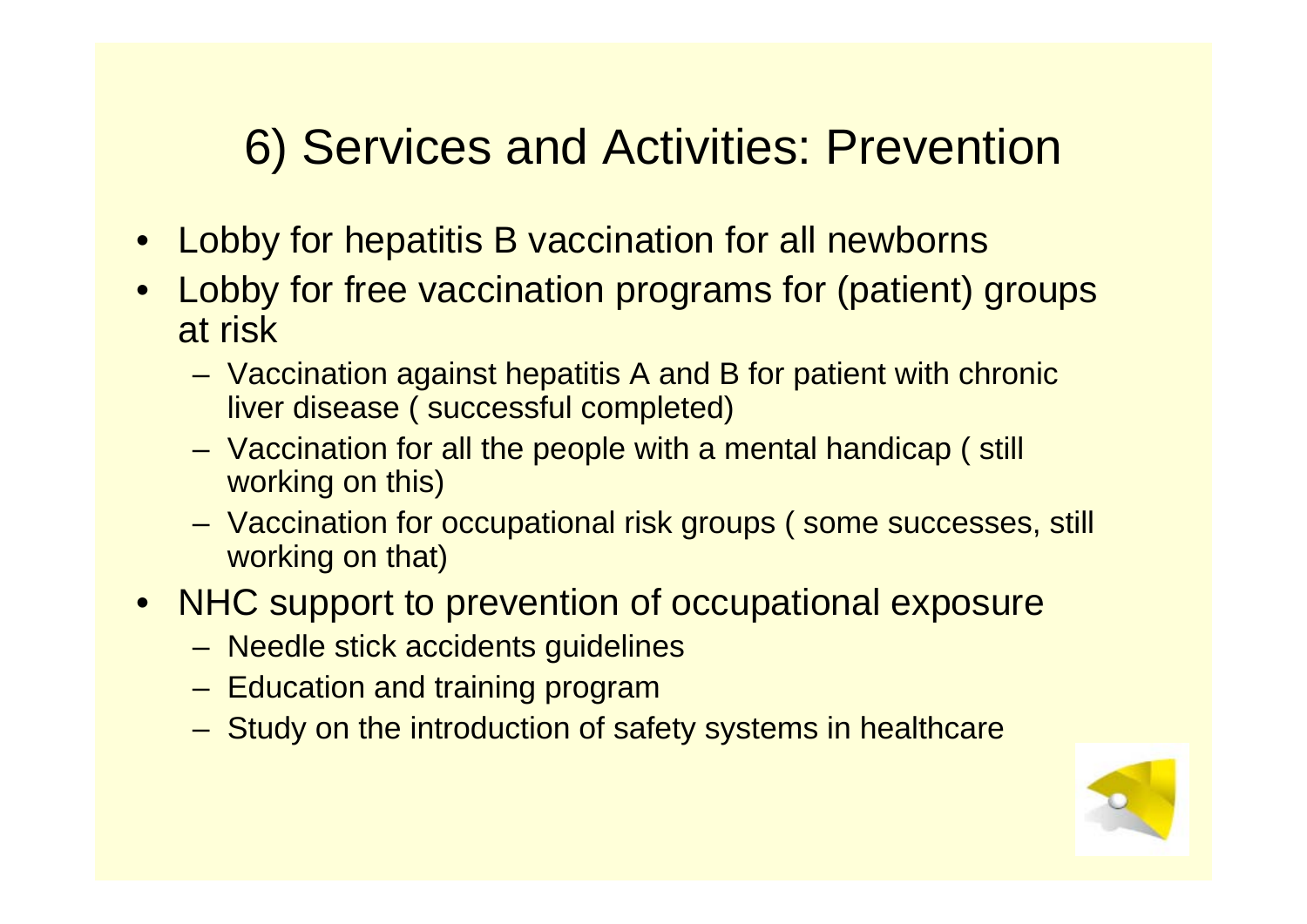# 6) Services and Activities: Prevention

- Lobby for hepatitis B vaccination for all newborns
- Lobby for free vaccination programs for (patient) groups at risk
  - Vaccination against hepatitis A and B for patient with chronic liver disease ( successful completed)
  - Vaccination for all the people with a mental handicap ( still working on this)
  - Vaccination for occupational risk groups ( some successes, still working on that)
- NHC support to prevention of occupational exposure
  - Needle stick accidents guidelines
  - Education and training program
  - Study on the introduction of safety systems in healthcare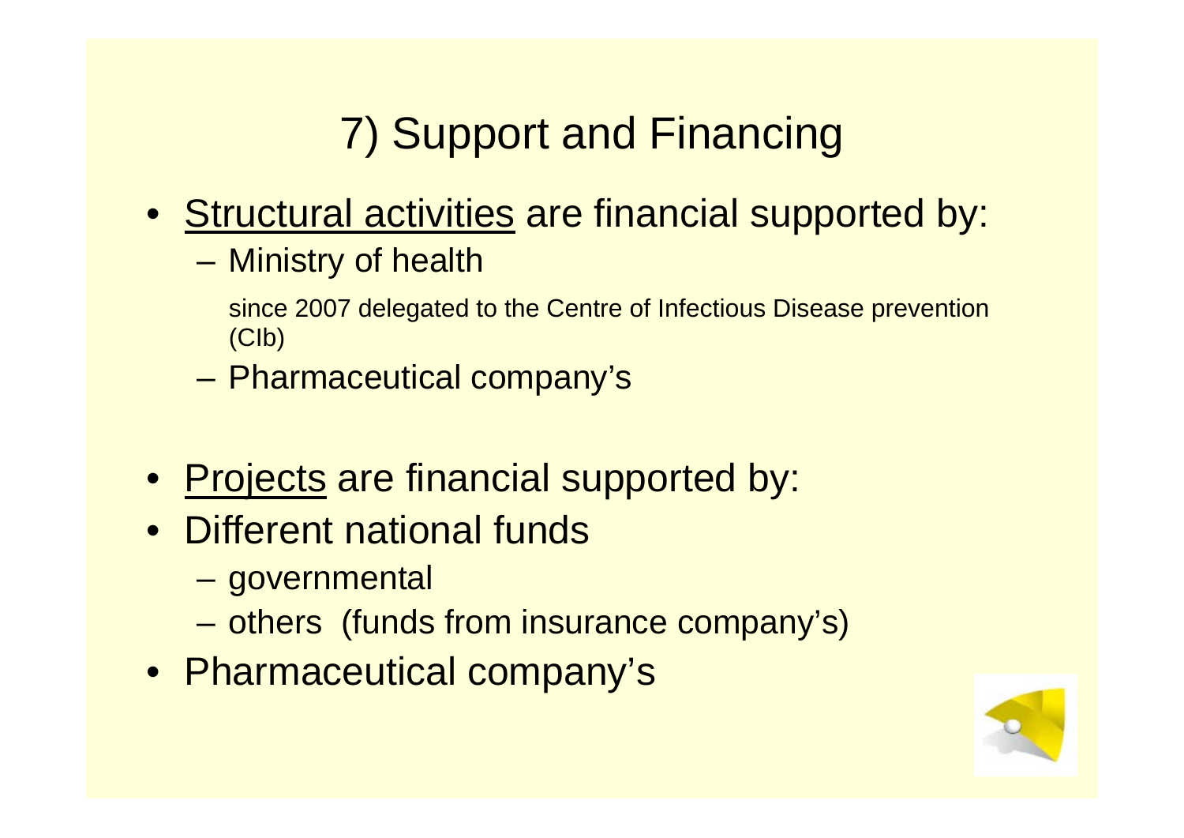# 7) Support and Financing

- Structural activities are financial supported by:
  - Ministry of health

    since 2007 delegated to the Centre of Infectious Disease prevention (CIb)
  - Pharmaceutical company's

- Projects are financial supported by:
- Different national funds
  - governmental
  - others (funds from insurance company's)
- Pharmaceutical company's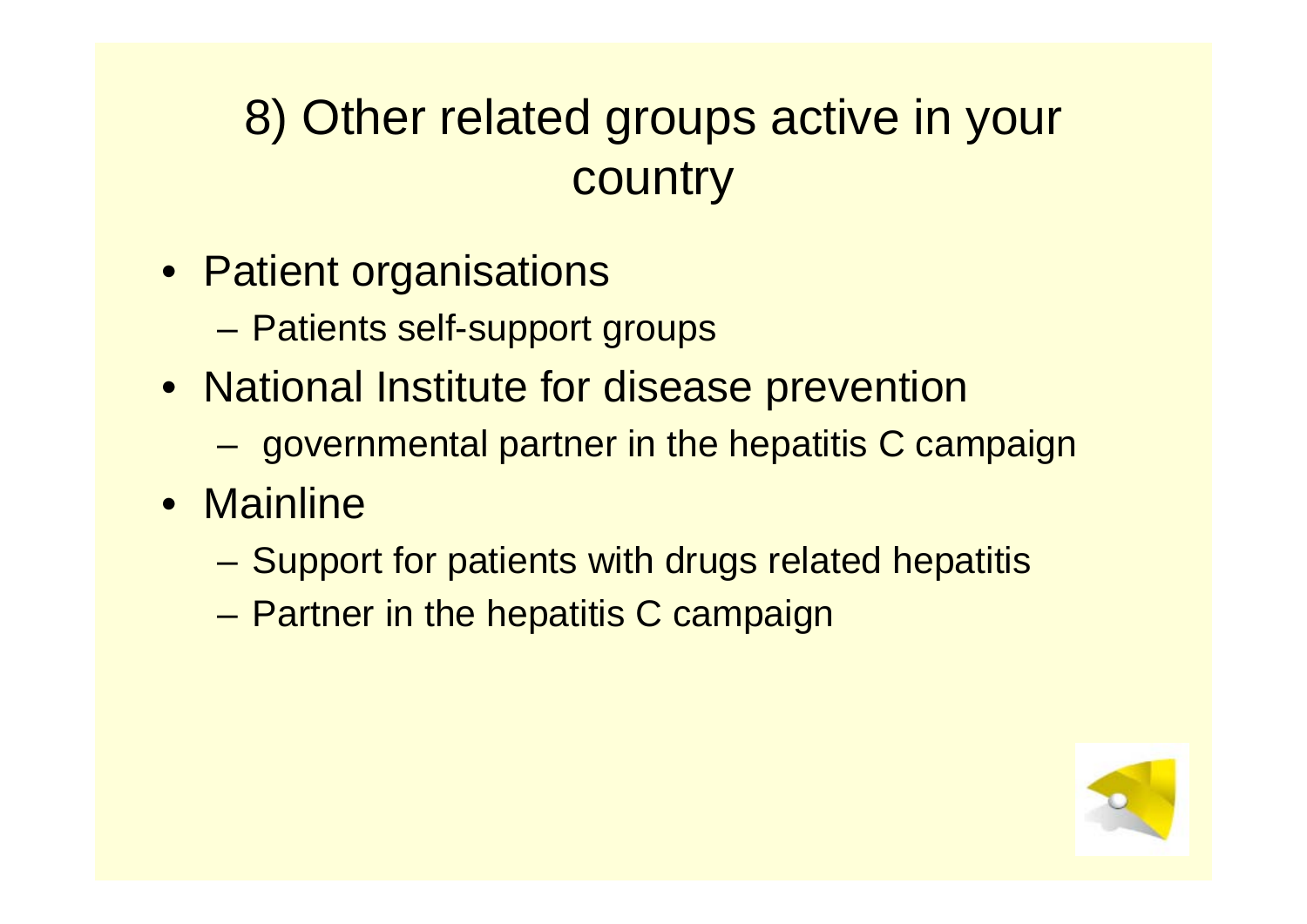# 8) Other related groups active in your country

- Patient organisations
  - Patients self-support groups
- National Institute for disease prevention
  - governmental partner in the hepatitis C campaign
- Mainline
  - Support for patients with drugs related hepatitis
  - Partner in the hepatitis C campaign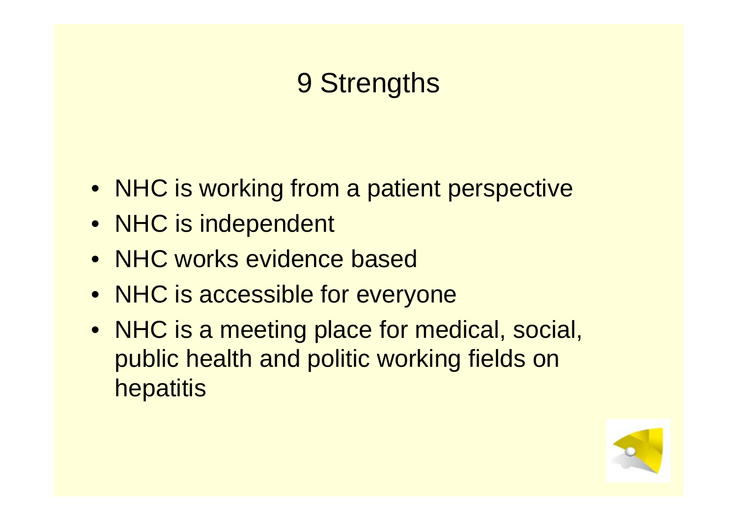# 9 Strengths

- NHC is working from a patient perspective
- NHC is independent
- NHC works evidence based
- NHC is accessible for everyone
- NHC is a meeting place for medical, social, public health and politic working fields on hepatitis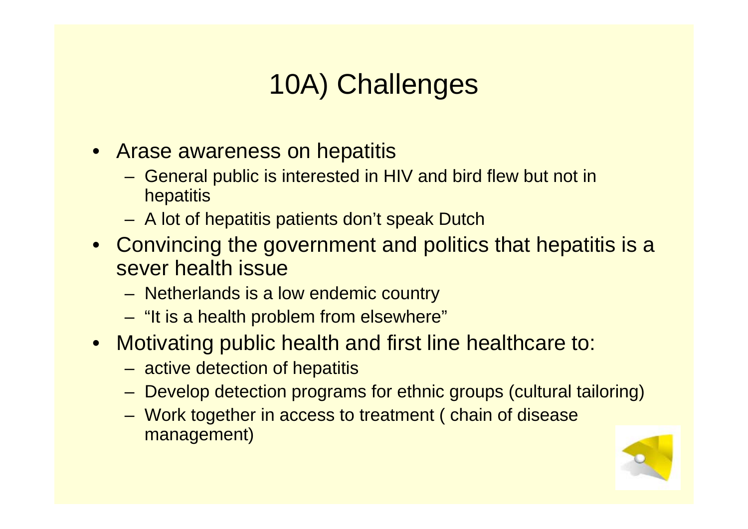# 10A) Challenges

- Arase awareness on hepatitis
  - General public is interested in HIV and bird flew but not in hepatitis
  - A lot of hepatitis patients don't speak Dutch
- Convincing the government and politics that hepatitis is a sever health issue
  - Netherlands is a low endemic country
  - "It is a health problem from elsewhere"
- Motivating public health and first line healthcare to:
  - active detection of hepatitis
  - Develop detection programs for ethnic groups (cultural tailoring)
  - Work together in access to treatment ( chain of disease management)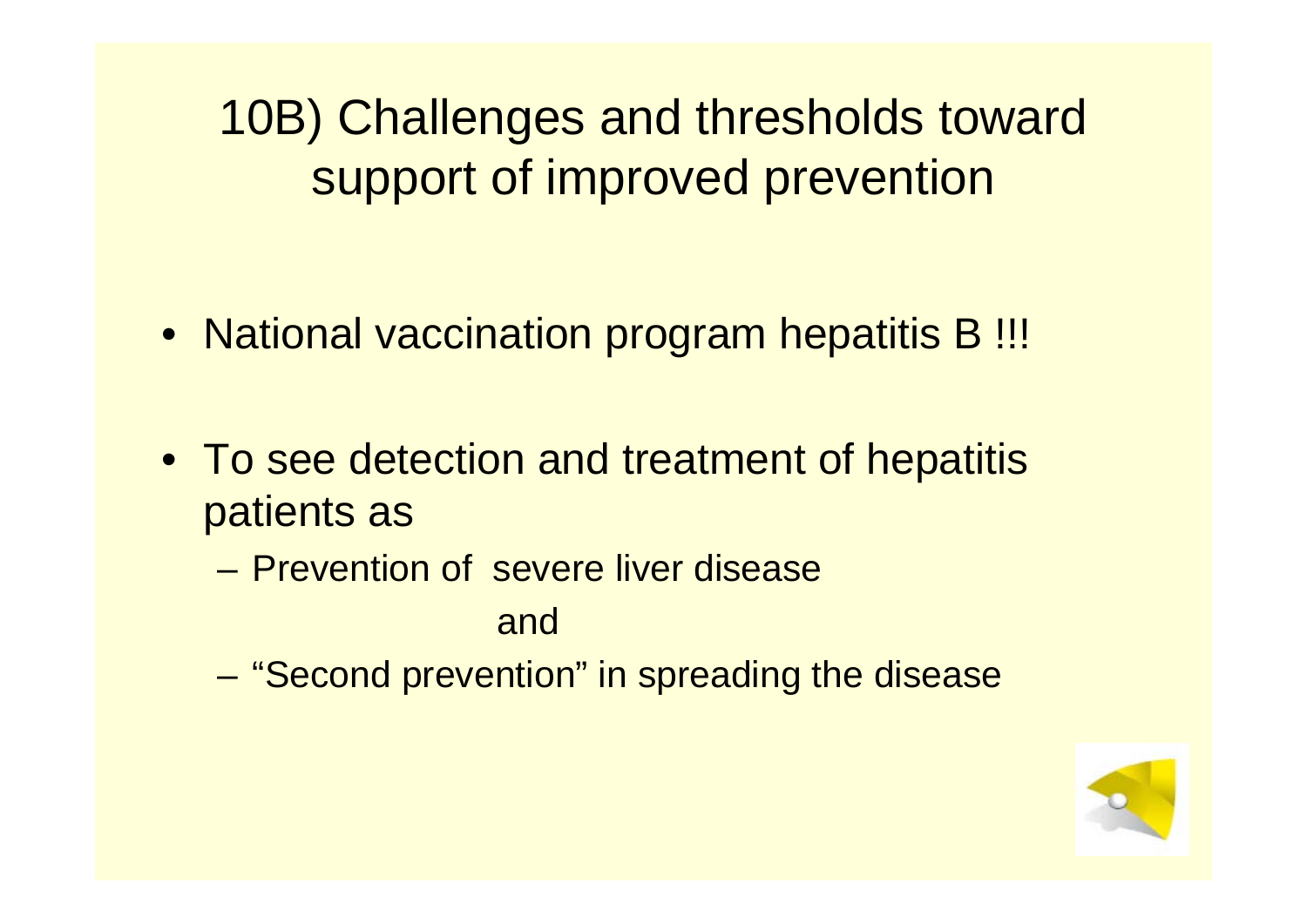# 10B) Challenges and thresholds toward support of improved prevention

- National vaccination program hepatitis B !!!
- To see detection and treatment of hepatitis patients as
  - Prevention of severe liver disease

    and

  - "Second prevention" in spreading the disease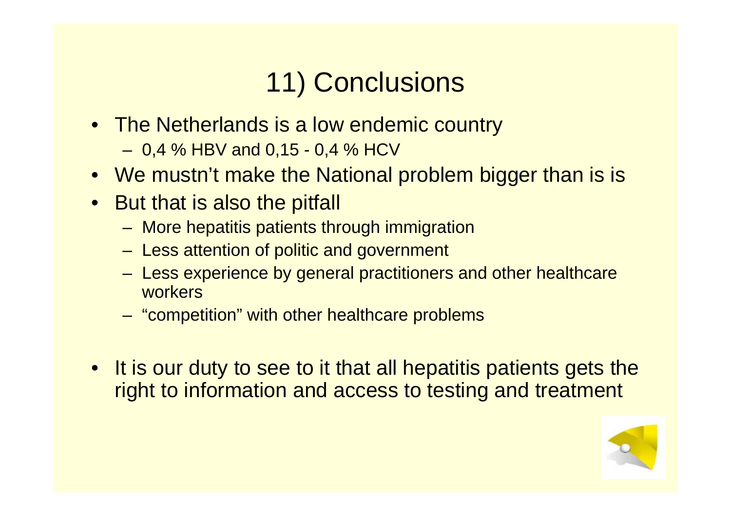# 11) Conclusions

- The Netherlands is a low endemic country
  - 0,4 % HBV and 0,15 - 0,4 % HCV
- We mustn't make the National problem bigger than is is
- But that is also the pitfall
  - More hepatitis patients through immigration
  - Less attention of politic and government
  - Less experience by general practitioners and other healthcare workers
  - "competition" with other healthcare problems

- It is our duty to see to it that all hepatitis patients gets the right to information and access to testing and treatment